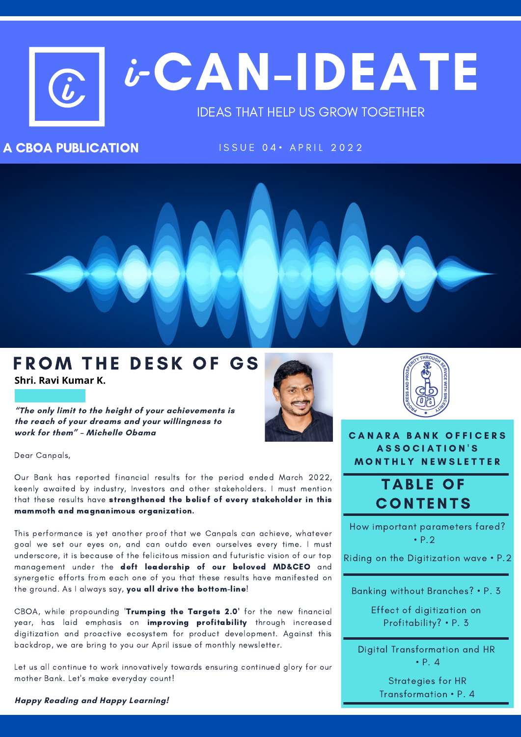# i-CAN-IDEATE

IDEAS THAT HELP US GROW TOGETHER

**A CBOA PUBLICATION**

ISSUE 04 • APRIL 2022

## FROM THE DESK OF GS

**Shri. Ravi Kumar K.**

***"The only limit to the height of your achievements is the reach of your dreams and your willingness to work for them" - Michelle Obama***

Dear Canpals,

Our Bank has reported financial results for the period ended March 2022, keenly awaited by industry, Investors and other stakeholders. I must mention that these results have **strengthened the belief of every stakeholder in this mammoth and magnanimous organization.**

This performance is yet another proof that we Canpals can achieve, whatever goal we set our eyes on, and can outdo even ourselves every time. I must underscore, it is because of the felicitous mission and futuristic vision of our top management under the **deft leadership of our beloved MD&CEO** and synergetic efforts from each one of you that these results have manifested on the ground. As I always say, **you all drive the bottom-line**!

CBOA, while propounding '**Trumping the Targets 2.0**' for the new financial year, has laid emphasis on **improving profitability** through increased digitization and proactive ecosystem for product development. Against this backdrop, we are bring to you our April issue of monthly newsletter.

Let us all continue to work innovatively towards ensuring continued glory for our mother Bank. Let's make everyday count!

***Happy Reading and Happy Learning!***

CANARA BANK OFFICERS ASSOCIATION'S MONTHLY NEWSLETTER

## TABLE OF CONTENTS

How important parameters fared? • P.2

Riding on the Digitization wave • P.2

Banking without Branches? • P. 3

Effect of digitization on Profitability? • P. 3

Digital Transformation and HR • P. 4

Strategies for HR Transformation • P. 4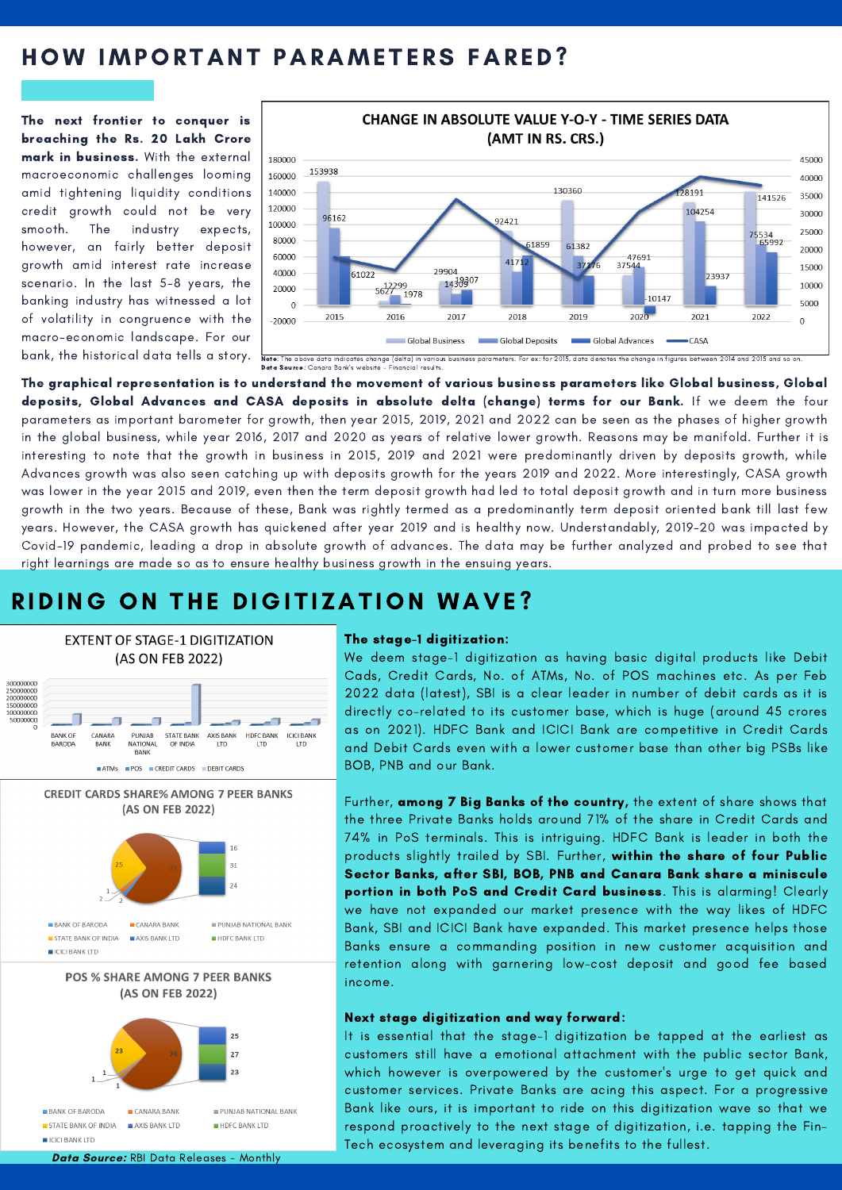# HOW IMPORTANT PARAMETERS FARED?

**The next frontier to conquer is breaching the Rs. 20 Lakh Crore mark in business.** With the external macroeconomic challenges looming amid tightening liquidity conditions credit growth could not be very smooth. The industry expects, however, an fairly better deposit growth amid interest rate increase scenario. In the last 5-8 years, the banking industry has witnessed a lot of volatility in congruence with the macro-economic landscape. For our bank, the historical data tells a story.

**CHANGE IN ABSOLUTE VALUE Y-O-Y - TIME SERIES DATA (AMT IN RS. CRS.)**

| Year | Global Business | Global Deposits | Global Advances |
|---|---|---|---|
| 2015 | 153938 | 96162 | 61022 |
| 2016 | 5627 | 12299 | 1978 |
| 2017 | 29904 | 14309 | 19307 |
| 2018 | 92421 | 41712 | 61859 |
| 2019 | 130360 | 61382 | 37176 |
| 2020 | 37544 | 47691 | -10147 |
| 2021 | 128191 | 104254 | 23937 |
| 2022 | 141526 | 75534 | 65992 |

Note: The above data indicates change (delta) in various business parameters. For ex: for 2015, data denotes the change in figures between 2014 and 2015 and so on.
Data Source: Canara Bank's website - Financial results.

**The graphical representation is to understand the movement of various business parameters like Global business, Global deposits, Global Advances and CASA deposits in absolute delta (change) terms for our Bank.** If we deem the four parameters as important barometer for growth, then year 2015, 2019, 2021 and 2022 can be seen as the phases of higher growth in the global business, while year 2016, 2017 and 2020 as years of relative lower growth. Reasons may be manifold. Further it is interesting to note that the growth in business in 2015, 2019 and 2021 were predominantly driven by deposits growth, while Advances growth was also seen catching up with deposits growth for the years 2019 and 2022. More interestingly, CASA growth was lower in the year 2015 and 2019, even then the term deposit growth had led to total deposit growth and in turn more business growth in the two years. Because of these, Bank was rightly termed as a predominantly term deposit oriented bank till last few years. However, the CASA growth has quickened after year 2019 and is healthy now. Understandably, 2019-20 was impacted by Covid-19 pandemic, leading a drop in absolute growth of advances. The data may be further analyzed and probed to see that right learnings are made so as to ensure healthy business growth in the ensuing years.

# RIDING ON THE DIGITIZATION WAVE?

**EXTENT OF STAGE-1 DIGITIZATION (AS ON FEB 2022)**

**CREDIT CARDS SHARE% AMONG 7 PEER BANKS (AS ON FEB 2022)**

**POS % SHARE AMONG 7 PEER BANKS (AS ON FEB 2022)**

***Data Source:*** RBI Data Releases - Monthly

**The stage-1 digitization:**

We deem stage-1 digitization as having basic digital products like Debit Cads, Credit Cards, No. of ATMs, No. of POS machines etc. As per Feb 2022 data (latest), SBI is a clear leader in number of debit cards as it is directly co-related to its customer base, which is huge (around 45 crores as on 2021). HDFC Bank and ICICI Bank are competitive in Credit Cards and Debit Cards even with a lower customer base than other big PSBs like BOB, PNB and our Bank.

Further, **among 7 Big Banks of the country,** the extent of share shows that the three Private Banks holds around 71% of the share in Credit Cards and 74% in PoS terminals. This is intriguing. HDFC Bank is leader in both the products slightly trailed by SBI. Further, **within the share of four Public Sector Banks, after SBI, BOB, PNB and Canara Bank share a miniscule portion in both PoS and Credit Card business**. This is alarming! Clearly we have not expanded our market presence with the way likes of HDFC Bank, SBI and ICICI Bank have expanded. This market presence helps those Banks ensure a commanding position in new customer acquisition and retention along with garnering low-cost deposit and good fee based income.

**Next stage digitization and way forward:**

It is essential that the stage-1 digitization be tapped at the earliest as customers still have a emotional attachment with the public sector Bank, which however is overpowered by the customer's urge to get quick and customer services. Private Banks are acing this aspect. For a progressive Bank like ours, it is important to ride on this digitization wave so that we respond proactively to the next stage of digitization, i.e. tapping the Fin-Tech ecosystem and leveraging its benefits to the fullest.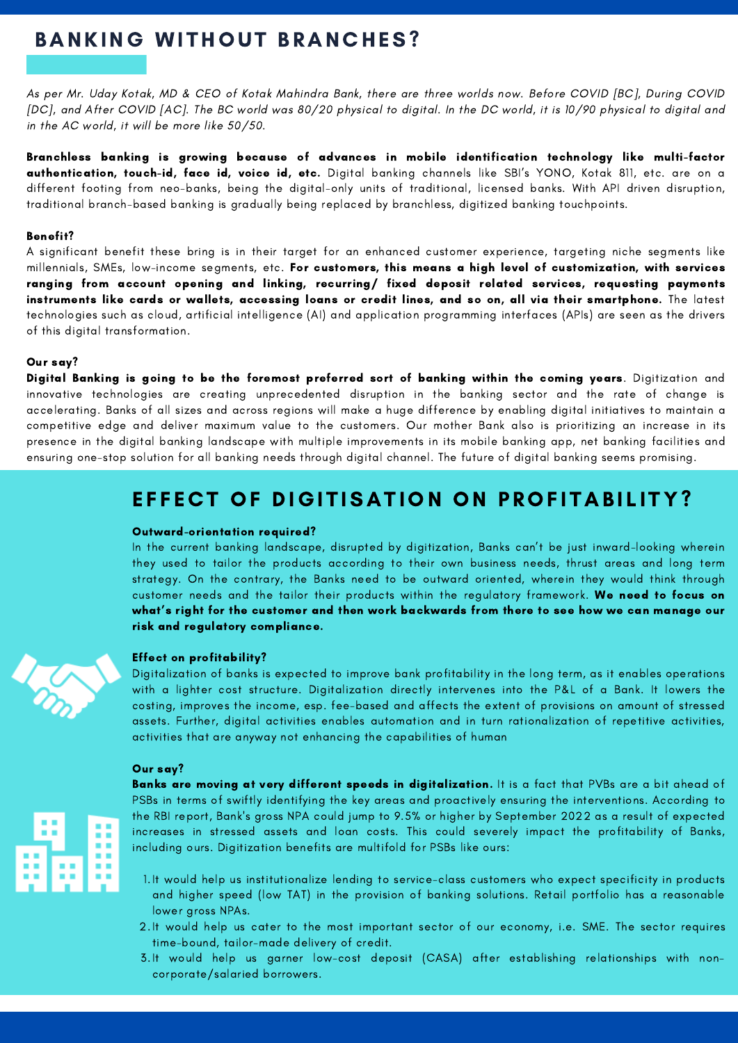# BANKING WITHOUT BRANCHES?

*As per Mr. Uday Kotak, MD & CEO of Kotak Mahindra Bank, there are three worlds now. Before COVID [BC], During COVID [DC], and After COVID [AC]. The BC world was 80/20 physical to digital. In the DC world, it is 10/90 physical to digital and in the AC world, it will be more like 50/50.*

**Branchless banking is growing because of advances in mobile identification technology like multi-factor authentication, touch-id, face id, voice id, etc.** Digital banking channels like SBI's YONO, Kotak 811, etc. are on a different footing from neo-banks, being the digital-only units of traditional, licensed banks. With API driven disruption, traditional branch-based banking is gradually being replaced by branchless, digitized banking touchpoints.

**Benefit?**

A significant benefit these bring is in their target for an enhanced customer experience, targeting niche segments like millennials, SMEs, low-income segments, etc. **For customers, this means a high level of customization, with services ranging from account opening and linking, recurring/ fixed deposit related services, requesting payments instruments like cards or wallets, accessing loans or credit lines, and so on, all via their smartphone.** The latest technologies such as cloud, artificial intelligence (AI) and application programming interfaces (APIs) are seen as the drivers of this digital transformation.

**Our say?**

**Digital Banking is going to be the foremost preferred sort of banking within the coming years**. Digitization and innovative technologies are creating unprecedented disruption in the banking sector and the rate of change is accelerating. Banks of all sizes and across regions will make a huge difference by enabling digital initiatives to maintain a competitive edge and deliver maximum value to the customers. Our mother Bank also is prioritizing an increase in its presence in the digital banking landscape with multiple improvements in its mobile banking app, net banking facilities and ensuring one-stop solution for all banking needs through digital channel. The future of digital banking seems promising.

# EFFECT OF DIGITISATION ON PROFITABILITY?

**Outward-orientation required?**

In the current banking landscape, disrupted by digitization, Banks can't be just inward-looking wherein they used to tailor the products according to their own business needs, thrust areas and long term strategy. On the contrary, the Banks need to be outward oriented, wherein they would think through customer needs and the tailor their products within the regulatory framework. **We need to focus on what's right for the customer and then work backwards from there to see how we can manage our risk and regulatory compliance.**

**Effect on profitability?**

Digitalization of banks is expected to improve bank profitability in the long term, as it enables operations with a lighter cost structure. Digitalization directly intervenes into the P&L of a Bank. It lowers the costing, improves the income, esp. fee-based and affects the extent of provisions on amount of stressed assets. Further, digital activities enables automation and in turn rationalization of repetitive activities, activities that are anyway not enhancing the capabilities of human

**Our say?**

**Banks are moving at very different speeds in digitalization.** It is a fact that PVBs are a bit ahead of PSBs in terms of swiftly identifying the key areas and proactively ensuring the interventions. According to the RBI report, Bank's gross NPA could jump to 9.5% or higher by September 2022 as a result of expected increases in stressed assets and loan costs. This could severely impact the profitability of Banks, including ours. Digitization benefits are multifold for PSBs like ours:

1. It would help us institutionalize lending to service-class customers who expect specificity in products and higher speed (low TAT) in the provision of banking solutions. Retail portfolio has a reasonable lower gross NPAs.
2. It would help us cater to the most important sector of our economy, i.e. SME. The sector requires time-bound, tailor-made delivery of credit.
3. It would help us garner low-cost deposit (CASA) after establishing relationships with non-corporate/salaried borrowers.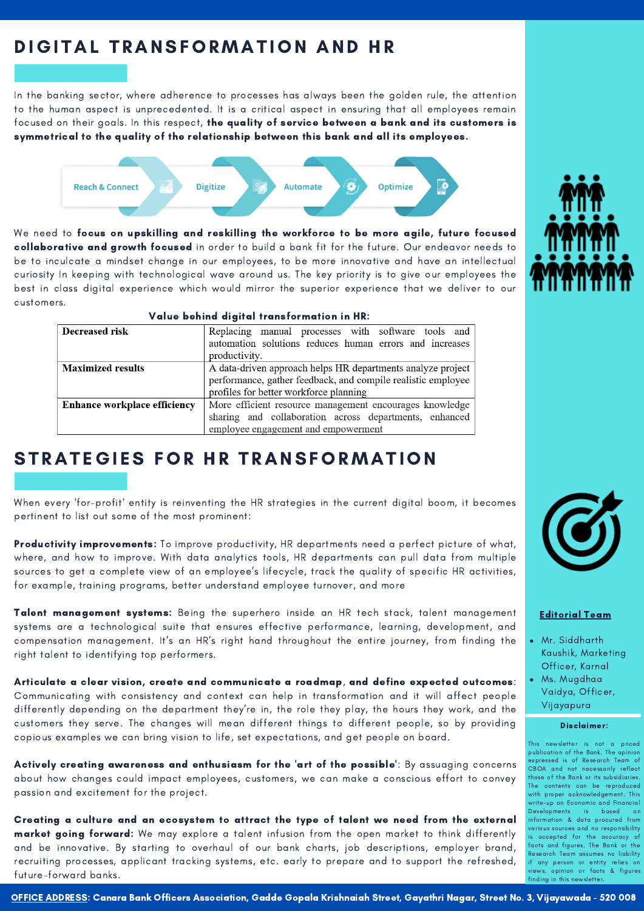# DIGITAL TRANSFORMATION AND HR

In the banking sector, where adherence to processes has always been the golden rule, the attention to the human aspect is unprecedented. It is a critical aspect in ensuring that all employees remain focused on their goals. In this respect, **the quality of service between a bank and its customers is symmetrical to the quality of the relationship between this bank and all its employees.**

Reach & Connect → Digitize → Automate → Optimize

We need to **focus on upskilling and reskilling the workforce to be more agile, future focused collaborative and growth focused** in order to build a bank fit for the future. Our endeavor needs to be to inculcate a mindset change in our employees, to be more innovative and have an intellectual curiosity In keeping with technological wave around us. The key priority is to give our employees the best in class digital experience which would mirror the superior experience that we deliver to our customers.

**Value behind digital transformation in HR:**

| | |
|---|---|
| **Decreased risk** | Replacing manual processes with software tools and automation solutions reduces human errors and increases productivity. |
| **Maximized results** | A data-driven approach helps HR departments analyze project performance, gather feedback, and compile realistic employee profiles for better workforce planning |
| **Enhance workplace efficiency** | More efficient resource management encourages knowledge sharing and collaboration across departments, enhanced employee engagement and empowerment |

# STRATEGIES FOR HR TRANSFORMATION

When every 'for-profit' entity is reinventing the HR strategies in the current digital boom, it becomes pertinent to list out some of the most prominent:

**Productivity improvements:** To improve productivity, HR departments need a perfect picture of what, where, and how to improve. With data analytics tools, HR departments can pull data from multiple sources to get a complete view of an employee's lifecycle, track the quality of specific HR activities, for example, training programs, better understand employee turnover, and more

**Talent management systems:** Being the superhero inside an HR tech stack, talent management systems are a technological suite that ensures effective performance, learning, development, and compensation management. It's an HR's right hand throughout the entire journey, from finding the right talent to identifying top performers.

**Articulate a clear vision, create and communicate a roadmap, and define expected outcomes**: Communicating with consistency and context can help in transformation and it will affect people differently depending on the department they're in, the role they play, the hours they work, and the customers they serve. The changes will mean different things to different people, so by providing copious examples we can bring vision to life, set expectations, and get people on board.

**Actively creating awareness and enthusiasm for the 'art of the possible'**: By assuaging concerns about how changes could impact employees, customers, we can make a conscious effort to convey passion and excitement for the project.

**Creating a culture and an ecosystem to attract the type of talent we need from the external market going forward:** We may explore a talent infusion from the open market to think differently and be innovative. By starting to overhaul of our bank charts, job descriptions, employer brand, recruiting processes, applicant tracking systems, etc. early to prepare and to support the refreshed, future-forward banks.

**Editorial Team**

- Mr. Siddharth Kaushik, Marketing Officer, Karnal
- Ms. Mugdhaa Vaidya, Officer, Vijayapura

**Disclaimer:**

This newsletter is not a priced publication of the Bank. The opinion expressed is of Research Team of CBOA and not necessarily reflect those of the Bank or its subsidiaries. The contents can be reproduced with proper acknowledgement. This write-up on Economic and Financial Developments is based on information & data procured from various sources and no responsibility is accepted for the accuracy of facts and figures. The Bank or the Research Team assumes no liability if any person or entity relies on views, opinion or facts & figures finding in this newsletter.

**OFFICE ADDRESS**: Canara Bank Officers Association, Gadde Gopala Krishnaiah Street, Gayathri Nagar, Street No. 3, Vijayawada - 520 008